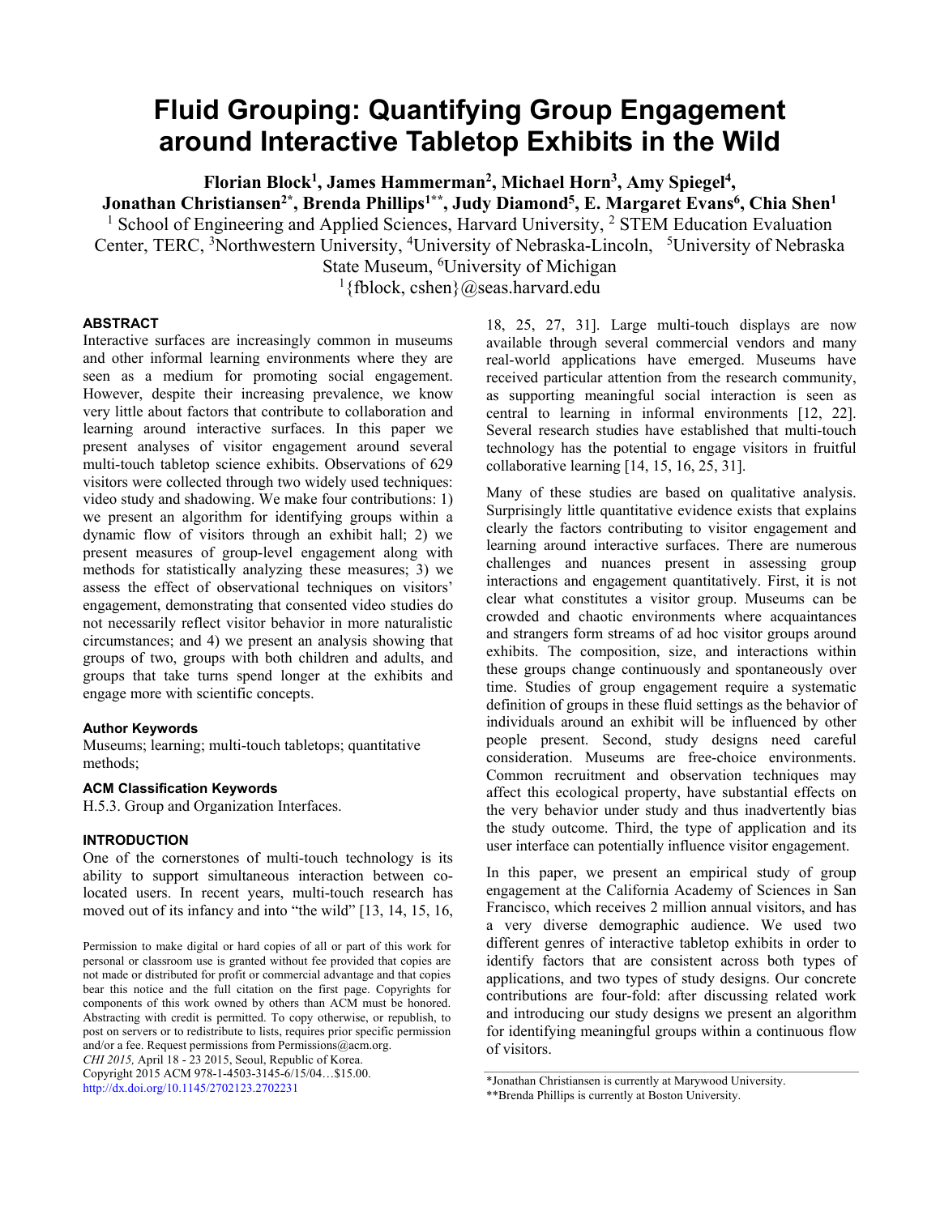# Fluid Grouping: Quantifying Group Engagement around Interactive Tabletop Exhibits in the Wild

**Florian Block[1], James Hammerman[2], Michael Horn[3], Amy Spiegel[4], Jonathan Christiansen[2*], Brenda Phillips[1**], Judy Diamond[5], E. Margaret Evans[6], Chia Shen[1]**

[1] School of Engineering and Applied Sciences, Harvard University, [2] STEM Education Evaluation Center, TERC, [3]Northwestern University, [4]University of Nebraska-Lincoln, [5]University of Nebraska State Museum, [6]University of Michigan

[1]{fblock, cshen}@seas.harvard.edu

### ABSTRACT

Interactive surfaces are increasingly common in museums and other informal learning environments where they are seen as a medium for promoting social engagement. However, despite their increasing prevalence, we know very little about factors that contribute to collaboration and learning around interactive surfaces. In this paper we present analyses of visitor engagement around several multi-touch tabletop science exhibits. Observations of 629 visitors were collected through two widely used techniques: video study and shadowing. We make four contributions: 1) we present an algorithm for identifying groups within a dynamic flow of visitors through an exhibit hall; 2) we present measures of group-level engagement along with methods for statistically analyzing these measures; 3) we assess the effect of observational techniques on visitors' engagement, demonstrating that consented video studies do not necessarily reflect visitor behavior in more naturalistic circumstances; and 4) we present an analysis showing that groups of two, groups with both children and adults, and groups that take turns spend longer at the exhibits and engage more with scientific concepts.

#### Author Keywords

Museums; learning; multi-touch tabletops; quantitative methods;

#### ACM Classification Keywords

H.5.3. Group and Organization Interfaces.

### INTRODUCTION

One of the cornerstones of multi-touch technology is its ability to support simultaneous interaction between co-located users. In recent years, multi-touch research has moved out of its infancy and into "the wild" [13, 14, 15, 16, 18, 25, 27, 31]. Large multi-touch displays are now available through several commercial vendors and many real-world applications have emerged. Museums have received particular attention from the research community, as supporting meaningful social interaction is seen as central to learning in informal environments [12, 22]. Several research studies have established that multi-touch technology has the potential to engage visitors in fruitful collaborative learning [14, 15, 16, 25, 31].

Many of these studies are based on qualitative analysis. Surprisingly little quantitative evidence exists that explains clearly the factors contributing to visitor engagement and learning around interactive surfaces. There are numerous challenges and nuances present in assessing group interactions and engagement quantitatively. First, it is not clear what constitutes a visitor group. Museums can be crowded and chaotic environments where acquaintances and strangers form streams of ad hoc visitor groups around exhibits. The composition, size, and interactions within these groups change continuously and spontaneously over time. Studies of group engagement require a systematic definition of groups in these fluid settings as the behavior of individuals around an exhibit will be influenced by other people present. Second, study designs need careful consideration. Museums are free-choice environments. Common recruitment and observation techniques may affect this ecological property, have substantial effects on the very behavior under study and thus inadvertently bias the study outcome. Third, the type of application and its user interface can potentially influence visitor engagement.

In this paper, we present an empirical study of group engagement at the California Academy of Sciences in San Francisco, which receives 2 million annual visitors, and has a very diverse demographic audience. We used two different genres of interactive tabletop exhibits in order to identify factors that are consistent across both types of applications, and two types of study designs. Our concrete contributions are four-fold: after discussing related work and introducing our study designs we present an algorithm for identifying meaningful groups within a continuous flow of visitors.

Permission to make digital or hard copies of all or part of this work for personal or classroom use is granted without fee provided that copies are not made or distributed for profit or commercial advantage and that copies bear this notice and the full citation on the first page. Copyrights for components of this work owned by others than ACM must be honored. Abstracting with credit is permitted. To copy otherwise, or republish, to post on servers or to redistribute to lists, requires prior specific permission and/or a fee. Request permissions from Permissions@acm.org.
*CHI 2015,* April 18 - 23 2015, Seoul, Republic of Korea.
Copyright 2015 ACM 978-1-4503-3145-6/15/04…$15.00.
http://dx.doi.org/10.1145/2702123.2702231

*Jonathan Christiansen is currently at Marywood University.
**Brenda Phillips is currently at Boston University.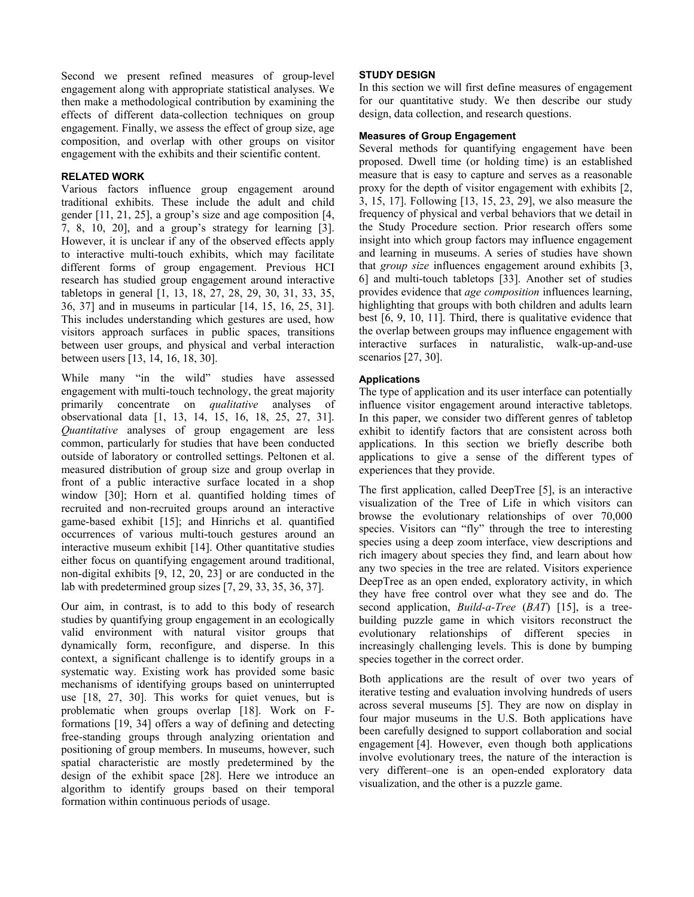Second we present refined measures of group-level engagement along with appropriate statistical analyses. We then make a methodological contribution by examining the effects of different data-collection techniques on group engagement. Finally, we assess the effect of group size, age composition, and overlap with other groups on visitor engagement with the exhibits and their scientific content.

## RELATED WORK

Various factors influence group engagement around traditional exhibits. These include the adult and child gender [11, 21, 25], a group's size and age composition [4, 7, 8, 10, 20], and a group's strategy for learning [3]. However, it is unclear if any of the observed effects apply to interactive multi-touch exhibits, which may facilitate different forms of group engagement. Previous HCI research has studied group engagement around interactive tabletops in general [1, 13, 18, 27, 28, 29, 30, 31, 33, 35, 36, 37] and in museums in particular [14, 15, 16, 25, 31]. This includes understanding which gestures are used, how visitors approach surfaces in public spaces, transitions between user groups, and physical and verbal interaction between users [13, 14, 16, 18, 30].

While many "in the wild" studies have assessed engagement with multi-touch technology, the great majority primarily concentrate on *qualitative* analyses of observational data [1, 13, 14, 15, 16, 18, 25, 27, 31]. *Quantitative* analyses of group engagement are less common, particularly for studies that have been conducted outside of laboratory or controlled settings. Peltonen et al. measured distribution of group size and group overlap in front of a public interactive surface located in a shop window [30]; Horn et al. quantified holding times of recruited and non-recruited groups around an interactive game-based exhibit [15]; and Hinrichs et al. quantified occurrences of various multi-touch gestures around an interactive museum exhibit [14]. Other quantitative studies either focus on quantifying engagement around traditional, non-digital exhibits [9, 12, 20, 23] or are conducted in the lab with predetermined group sizes [7, 29, 33, 35, 36, 37].

Our aim, in contrast, is to add to this body of research studies by quantifying group engagement in an ecologically valid environment with natural visitor groups that dynamically form, reconfigure, and disperse. In this context, a significant challenge is to identify groups in a systematic way. Existing work has provided some basic mechanisms of identifying groups based on uninterrupted use [18, 27, 30]. This works for quiet venues, but is problematic when groups overlap [18]. Work on F-formations [19, 34] offers a way of defining and detecting free-standing groups through analyzing orientation and positioning of group members. In museums, however, such spatial characteristic are mostly predetermined by the design of the exhibit space [28]. Here we introduce an algorithm to identify groups based on their temporal formation within continuous periods of usage.

## STUDY DESIGN

In this section we will first define measures of engagement for our quantitative study. We then describe our study design, data collection, and research questions.

### Measures of Group Engagement

Several methods for quantifying engagement have been proposed. Dwell time (or holding time) is an established measure that is easy to capture and serves as a reasonable proxy for the depth of visitor engagement with exhibits [2, 3, 15, 17]. Following [13, 15, 23, 29], we also measure the frequency of physical and verbal behaviors that we detail in the Study Procedure section. Prior research offers some insight into which group factors may influence engagement and learning in museums. A series of studies have shown that *group size* influences engagement around exhibits [3, 6] and multi-touch tabletops [33]. Another set of studies provides evidence that *age composition* influences learning, highlighting that groups with both children and adults learn best [6, 9, 10, 11]. Third, there is qualitative evidence that the overlap between groups may influence engagement with interactive surfaces in naturalistic, walk-up-and-use scenarios [27, 30].

### Applications

The type of application and its user interface can potentially influence visitor engagement around interactive tabletops. In this paper, we consider two different genres of tabletop exhibit to identify factors that are consistent across both applications. In this section we briefly describe both applications to give a sense of the different types of experiences that they provide.

The first application, called DeepTree [5], is an interactive visualization of the Tree of Life in which visitors can browse the evolutionary relationships of over 70,000 species. Visitors can "fly" through the tree to interesting species using a deep zoom interface, view descriptions and rich imagery about species they find, and learn about how any two species in the tree are related. Visitors experience DeepTree as an open ended, exploratory activity, in which they have free control over what they see and do. The second application, *Build-a-Tree* (*BAT*) [15], is a tree-building puzzle game in which visitors reconstruct the evolutionary relationships of different species in increasingly challenging levels. This is done by bumping species together in the correct order.

Both applications are the result of over two years of iterative testing and evaluation involving hundreds of users across several museums [5]. They are now on display in four major museums in the U.S. Both applications have been carefully designed to support collaboration and social engagement [4]. However, even though both applications involve evolutionary trees, the nature of the interaction is very different–one is an open-ended exploratory data visualization, and the other is a puzzle game.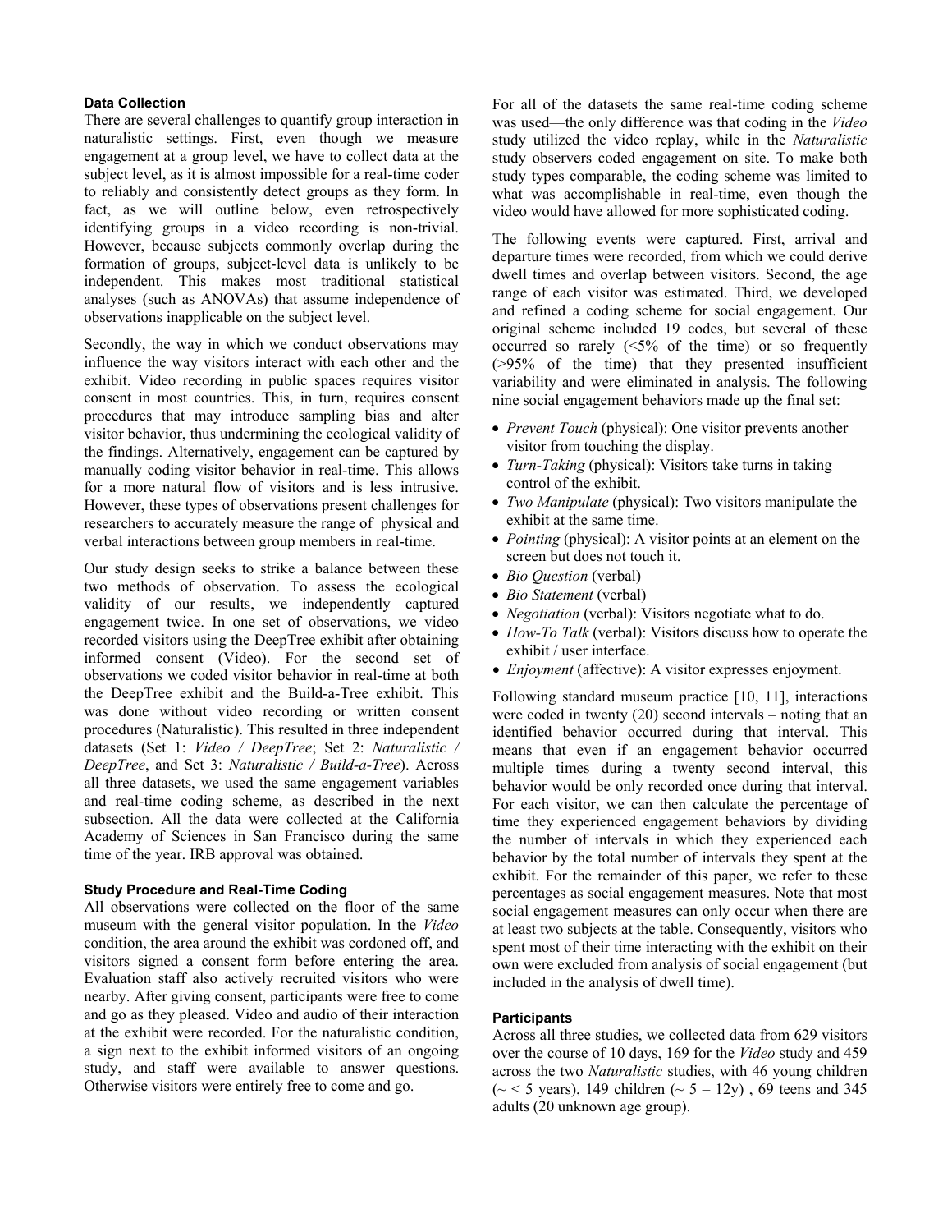### Data Collection

There are several challenges to quantify group interaction in naturalistic settings. First, even though we measure engagement at a group level, we have to collect data at the subject level, as it is almost impossible for a real-time coder to reliably and consistently detect groups as they form. In fact, as we will outline below, even retrospectively identifying groups in a video recording is non-trivial. However, because subjects commonly overlap during the formation of groups, subject-level data is unlikely to be independent. This makes most traditional statistical analyses (such as ANOVAs) that assume independence of observations inapplicable on the subject level.

Secondly, the way in which we conduct observations may influence the way visitors interact with each other and the exhibit. Video recording in public spaces requires visitor consent in most countries. This, in turn, requires consent procedures that may introduce sampling bias and alter visitor behavior, thus undermining the ecological validity of the findings. Alternatively, engagement can be captured by manually coding visitor behavior in real-time. This allows for a more natural flow of visitors and is less intrusive. However, these types of observations present challenges for researchers to accurately measure the range of physical and verbal interactions between group members in real-time.

Our study design seeks to strike a balance between these two methods of observation. To assess the ecological validity of our results, we independently captured engagement twice. In one set of observations, we video recorded visitors using the DeepTree exhibit after obtaining informed consent (Video). For the second set of observations we coded visitor behavior in real-time at both the DeepTree exhibit and the Build-a-Tree exhibit. This was done without video recording or written consent procedures (Naturalistic). This resulted in three independent datasets (Set 1: *Video / DeepTree*; Set 2: *Naturalistic / DeepTree*, and Set 3: *Naturalistic / Build-a-Tree*). Across all three datasets, we used the same engagement variables and real-time coding scheme, as described in the next subsection. All the data were collected at the California Academy of Sciences in San Francisco during the same time of the year. IRB approval was obtained.

### Study Procedure and Real-Time Coding

All observations were collected on the floor of the same museum with the general visitor population. In the *Video* condition, the area around the exhibit was cordoned off, and visitors signed a consent form before entering the area. Evaluation staff also actively recruited visitors who were nearby. After giving consent, participants were free to come and go as they pleased. Video and audio of their interaction at the exhibit were recorded. For the naturalistic condition, a sign next to the exhibit informed visitors of an ongoing study, and staff were available to answer questions. Otherwise visitors were entirely free to come and go.

For all of the datasets the same real-time coding scheme was used—the only difference was that coding in the *Video* study utilized the video replay, while in the *Naturalistic* study observers coded engagement on site. To make both study types comparable, the coding scheme was limited to what was accomplishable in real-time, even though the video would have allowed for more sophisticated coding.

The following events were captured. First, arrival and departure times were recorded, from which we could derive dwell times and overlap between visitors. Second, the age range of each visitor was estimated. Third, we developed and refined a coding scheme for social engagement. Our original scheme included 19 codes, but several of these occurred so rarely (<5% of the time) or so frequently (>95% of the time) that they presented insufficient variability and were eliminated in analysis. The following nine social engagement behaviors made up the final set:

- *Prevent Touch* (physical): One visitor prevents another visitor from touching the display.
- *Turn-Taking* (physical): Visitors take turns in taking control of the exhibit.
- *Two Manipulate* (physical): Two visitors manipulate the exhibit at the same time.
- *Pointing* (physical): A visitor points at an element on the screen but does not touch it.
- *Bio Question* (verbal)
- *Bio Statement* (verbal)
- *Negotiation* (verbal): Visitors negotiate what to do.
- *How-To Talk* (verbal): Visitors discuss how to operate the exhibit / user interface.
- *Enjoyment* (affective): A visitor expresses enjoyment.

Following standard museum practice [10, 11], interactions were coded in twenty (20) second intervals – noting that an identified behavior occurred during that interval. This means that even if an engagement behavior occurred multiple times during a twenty second interval, this behavior would be only recorded once during that interval. For each visitor, we can then calculate the percentage of time they experienced engagement behaviors by dividing the number of intervals in which they experienced each behavior by the total number of intervals they spent at the exhibit. For the remainder of this paper, we refer to these percentages as social engagement measures. Note that most social engagement measures can only occur when there are at least two subjects at the table. Consequently, visitors who spent most of their time interacting with the exhibit on their own were excluded from analysis of social engagement (but included in the analysis of dwell time).

### Participants

Across all three studies, we collected data from 629 visitors over the course of 10 days, 169 for the *Video* study and 459 across the two *Naturalistic* studies, with 46 young children (~ < 5 years), 149 children (~ 5 – 12y) , 69 teens and 345 adults (20 unknown age group).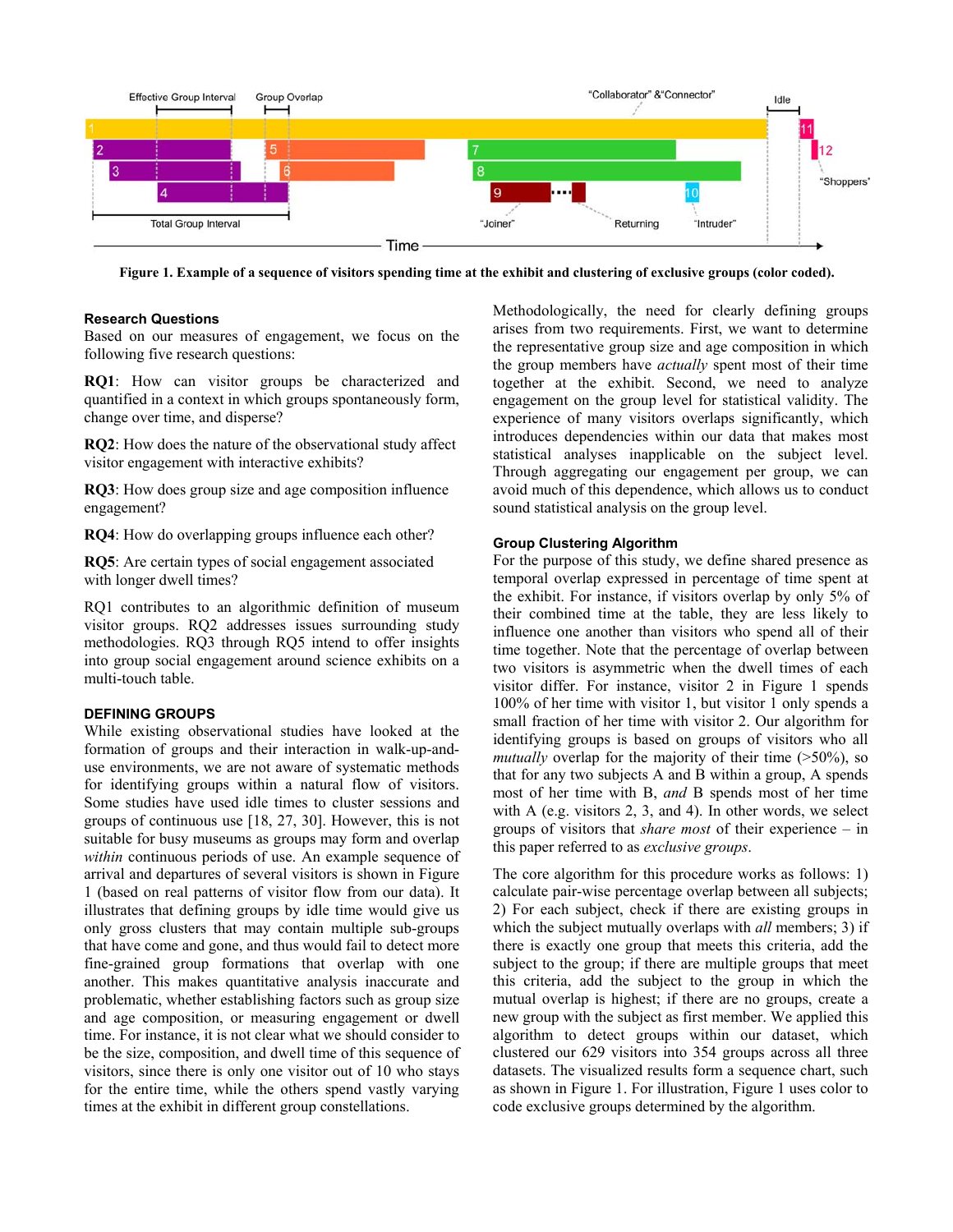Figure 1. Example of a sequence of visitors spending time at the exhibit and clustering of exclusive groups (color coded).

### Research Questions

Based on our measures of engagement, we focus on the following five research questions:

**RQ1**: How can visitor groups be characterized and quantified in a context in which groups spontaneously form, change over time, and disperse?

**RQ2**: How does the nature of the observational study affect visitor engagement with interactive exhibits?

**RQ3**: How does group size and age composition influence engagement?

**RQ4**: How do overlapping groups influence each other?

**RQ5**: Are certain types of social engagement associated with longer dwell times?

RQ1 contributes to an algorithmic definition of museum visitor groups. RQ2 addresses issues surrounding study methodologies. RQ3 through RQ5 intend to offer insights into group social engagement around science exhibits on a multi-touch table.

## DEFINING GROUPS

While existing observational studies have looked at the formation of groups and their interaction in walk-up-and-use environments, we are not aware of systematic methods for identifying groups within a natural flow of visitors. Some studies have used idle times to cluster sessions and groups of continuous use [18, 27, 30]. However, this is not suitable for busy museums as groups may form and overlap *within* continuous periods of use. An example sequence of arrival and departures of several visitors is shown in Figure 1 (based on real patterns of visitor flow from our data). It illustrates that defining groups by idle time would give us only gross clusters that may contain multiple sub-groups that have come and gone, and thus would fail to detect more fine-grained group formations that overlap with one another. This makes quantitative analysis inaccurate and problematic, whether establishing factors such as group size and age composition, or measuring engagement or dwell time. For instance, it is not clear what we should consider to be the size, composition, and dwell time of this sequence of visitors, since there is only one visitor out of 10 who stays for the entire time, while the others spend vastly varying times at the exhibit in different group constellations.

Methodologically, the need for clearly defining groups arises from two requirements. First, we want to determine the representative group size and age composition in which the group members have *actually* spent most of their time together at the exhibit. Second, we need to analyze engagement on the group level for statistical validity. The experience of many visitors overlaps significantly, which introduces dependencies within our data that makes most statistical analyses inapplicable on the subject level. Through aggregating our engagement per group, we can avoid much of this dependence, which allows us to conduct sound statistical analysis on the group level.

### Group Clustering Algorithm

For the purpose of this study, we define shared presence as temporal overlap expressed in percentage of time spent at the exhibit. For instance, if visitors overlap by only 5% of their combined time at the table, they are less likely to influence one another than visitors who spend all of their time together. Note that the percentage of overlap between two visitors is asymmetric when the dwell times of each visitor differ. For instance, visitor 2 in Figure 1 spends 100% of her time with visitor 1, but visitor 1 only spends a small fraction of her time with visitor 2. Our algorithm for identifying groups is based on groups of visitors who all *mutually* overlap for the majority of their time (>50%), so that for any two subjects A and B within a group, A spends most of her time with B, *and* B spends most of her time with A (e.g. visitors 2, 3, and 4). In other words, we select groups of visitors that *share most* of their experience – in this paper referred to as *exclusive groups*.

The core algorithm for this procedure works as follows: 1) calculate pair-wise percentage overlap between all subjects; 2) For each subject, check if there are existing groups in which the subject mutually overlaps with *all* members; 3) if there is exactly one group that meets this criteria, add the subject to the group; if there are multiple groups that meet this criteria, add the subject to the group in which the mutual overlap is highest; if there are no groups, create a new group with the subject as first member. We applied this algorithm to detect groups within our dataset, which clustered our 629 visitors into 354 groups across all three datasets. The visualized results form a sequence chart, such as shown in Figure 1. For illustration, Figure 1 uses color to code exclusive groups determined by the algorithm.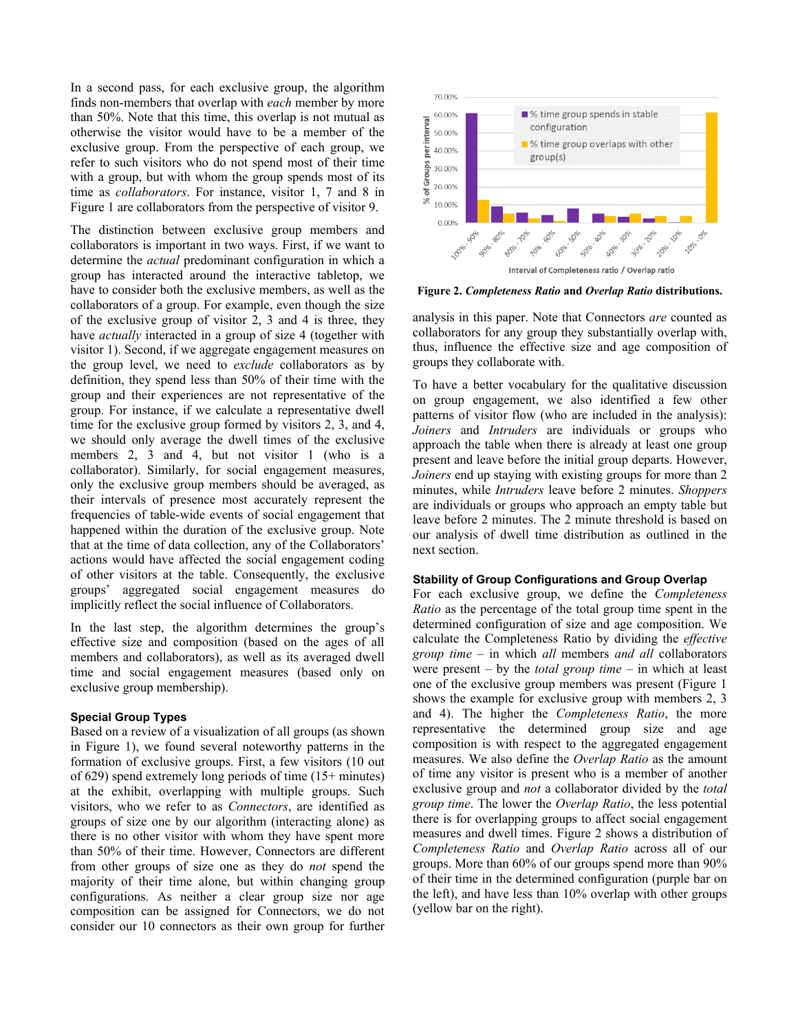In a second pass, for each exclusive group, the algorithm finds non-members that overlap with *each* member by more than 50%. Note that this time, this overlap is not mutual as otherwise the visitor would have to be a member of the exclusive group. From the perspective of each group, we refer to such visitors who do not spend most of their time with a group, but with whom the group spends most of its time as *collaborators*. For instance, visitor 1, 7 and 8 in Figure 1 are collaborators from the perspective of visitor 9.

The distinction between exclusive group members and collaborators is important in two ways. First, if we want to determine the *actual* predominant configuration in which a group has interacted around the interactive tabletop, we have to consider both the exclusive members, as well as the collaborators of a group. For example, even though the size of the exclusive group of visitor 2, 3 and 4 is three, they have *actually* interacted in a group of size 4 (together with visitor 1). Second, if we aggregate engagement measures on the group level, we need to *exclude* collaborators as by definition, they spend less than 50% of their time with the group and their experiences are not representative of the group. For instance, if we calculate a representative dwell time for the exclusive group formed by visitors 2, 3, and 4, we should only average the dwell times of the exclusive members 2, 3 and 4, but not visitor 1 (who is a collaborator). Similarly, for social engagement measures, only the exclusive group members should be averaged, as their intervals of presence most accurately represent the frequencies of table-wide events of social engagement that happened within the duration of the exclusive group. Note that at the time of data collection, any of the Collaborators' actions would have affected the social engagement coding of other visitors at the table. Consequently, the exclusive groups' aggregated social engagement measures do implicitly reflect the social influence of Collaborators.

In the last step, the algorithm determines the group's effective size and composition (based on the ages of all members and collaborators), as well as its averaged dwell time and social engagement measures (based only on exclusive group membership).

### Special Group Types

Based on a review of a visualization of all groups (as shown in Figure 1), we found several noteworthy patterns in the formation of exclusive groups. First, a few visitors (10 out of 629) spend extremely long periods of time (15+ minutes) at the exhibit, overlapping with multiple groups. Such visitors, who we refer to as *Connectors*, are identified as groups of size one by our algorithm (interacting alone) as there is no other visitor with whom they have spent more than 50% of their time. However, Connectors are different from other groups of size one as they do *not* spend the majority of their time alone, but within changing group configurations. As neither a clear group size nor age composition can be assigned for Connectors, we do not consider our 10 connectors as their own group for further analysis in this paper. Note that Connectors *are* counted as collaborators for any group they substantially overlap with, thus, influence the effective size and age composition of groups they collaborate with.

To have a better vocabulary for the qualitative discussion on group engagement, we also identified a few other patterns of visitor flow (who are included in the analysis): *Joiners* and *Intruders* are individuals or groups who approach the table when there is already at least one group present and leave before the initial group departs. However, *Joiners* end up staying with existing groups for more than 2 minutes, while *Intruders* leave before 2 minutes. *Shoppers* are individuals or groups who approach an empty table but leave before 2 minutes. The 2 minute threshold is based on our analysis of dwell time distribution as outlined in the next section.

**Figure 2.** ***Completeness Ratio*** **and** ***Overlap Ratio*** **distributions.**

### Stability of Group Configurations and Group Overlap

For each exclusive group, we define the *Completeness Ratio* as the percentage of the total group time spent in the determined configuration of size and age composition. We calculate the Completeness Ratio by dividing the *effective group time* – in which *all* members *and all* collaborators were present – by the *total group time* – in which at least one of the exclusive group members was present (Figure 1 shows the example for exclusive group with members 2, 3 and 4). The higher the *Completeness Ratio*, the more representative the determined group size and age composition is with respect to the aggregated engagement measures. We also define the *Overlap Ratio* as the amount of time any visitor is present who is a member of another exclusive group and *not* a collaborator divided by the *total group time*. The lower the *Overlap Ratio*, the less potential there is for overlapping groups to affect social engagement measures and dwell times. Figure 2 shows a distribution of *Completeness Ratio* and *Overlap Ratio* across all of our groups. More than 60% of our groups spend more than 90% of their time in the determined configuration (purple bar on the left), and have less than 10% overlap with other groups (yellow bar on the right).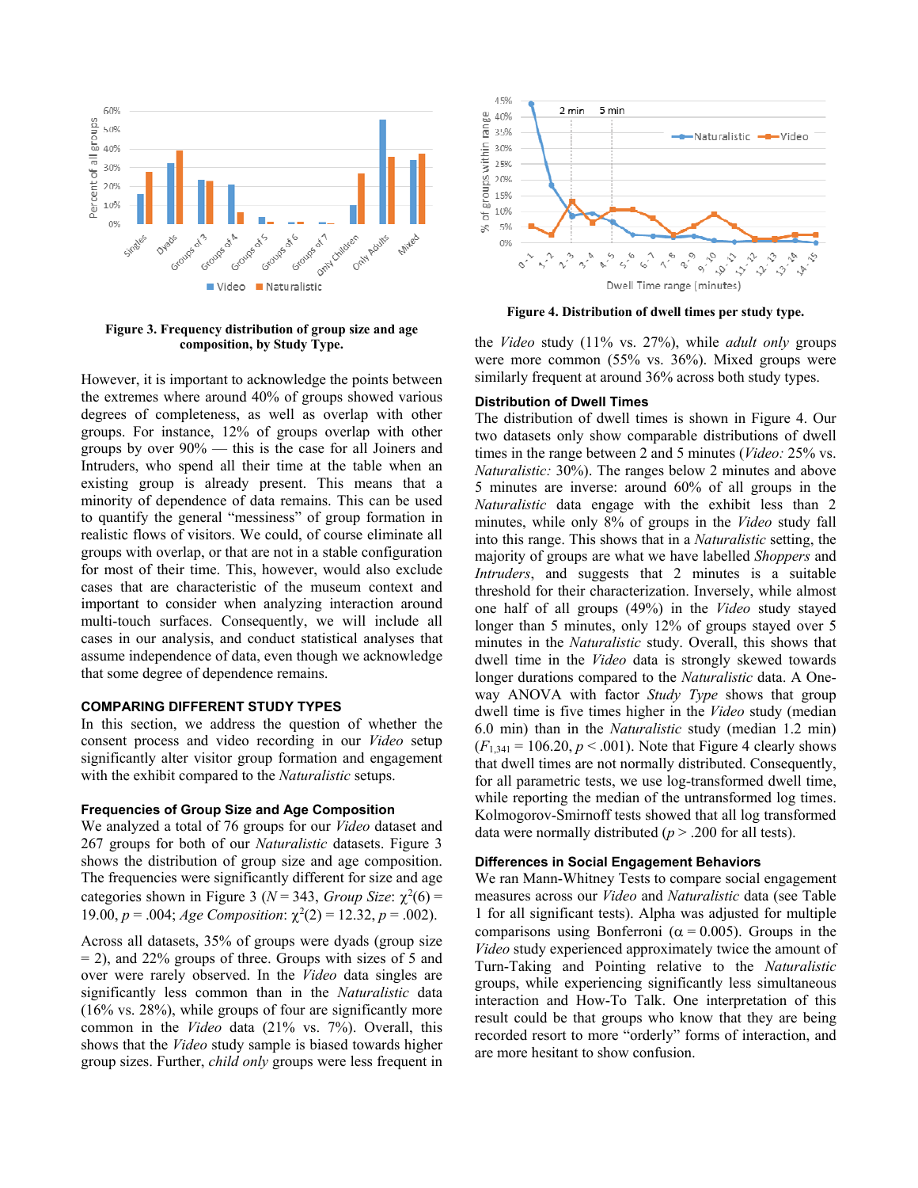Figure 3. Frequency distribution of group size and age composition, by Study Type.

However, it is important to acknowledge the points between the extremes where around 40% of groups showed various degrees of completeness, as well as overlap with other groups. For instance, 12% of groups overlap with other groups by over 90% — this is the case for all Joiners and Intruders, who spend all their time at the table when an existing group is already present. This means that a minority of dependence of data remains. This can be used to quantify the general "messiness" of group formation in realistic flows of visitors. We could, of course eliminate all groups with overlap, or that are not in a stable configuration for most of their time. This, however, would also exclude cases that are characteristic of the museum context and important to consider when analyzing interaction around multi-touch surfaces. Consequently, we will include all cases in our analysis, and conduct statistical analyses that assume independence of data, even though we acknowledge that some degree of dependence remains.

## COMPARING DIFFERENT STUDY TYPES

In this section, we address the question of whether the consent process and video recording in our *Video* setup significantly alter visitor group formation and engagement with the exhibit compared to the *Naturalistic* setups.

### Frequencies of Group Size and Age Composition

We analyzed a total of 76 groups for our *Video* dataset and 267 groups for both of our *Naturalistic* datasets. Figure 3 shows the distribution of group size and age composition. The frequencies were significantly different for size and age categories shown in Figure 3 ($N = 343$, *Group Size*: $\chi^2(6) = 19.00$, $p = .004$; *Age Composition*: $\chi^2(2) = 12.32$, $p = .002$).

Across all datasets, 35% of groups were dyads (group size = 2), and 22% groups of three. Groups with sizes of 5 and over were rarely observed. In the *Video* data singles are significantly less common than in the *Naturalistic* data (16% vs. 28%), while groups of four are significantly more common in the *Video* data (21% vs. 7%). Overall, this shows that the *Video* study sample is biased towards higher group sizes. Further, *child only* groups were less frequent in the *Video* study (11% vs. 27%), while *adult only* groups were more common (55% vs. 36%). Mixed groups were similarly frequent at around 36% across both study types.

Figure 4. Distribution of dwell times per study type.

### Distribution of Dwell Times

The distribution of dwell times is shown in Figure 4. Our two datasets only show comparable distributions of dwell times in the range between 2 and 5 minutes (*Video:* 25% vs. *Naturalistic:* 30%). The ranges below 2 minutes and above 5 minutes are inverse: around 60% of all groups in the *Naturalistic* data engage with the exhibit less than 2 minutes, while only 8% of groups in the *Video* study fall into this range. This shows that in a *Naturalistic* setting, the majority of groups are what we have labelled *Shoppers* and *Intruders*, and suggests that 2 minutes is a suitable threshold for their characterization. Inversely, while almost one half of all groups (49%) in the *Video* study stayed longer than 5 minutes, only 12% of groups stayed over 5 minutes in the *Naturalistic* study. Overall, this shows that dwell time in the *Video* data is strongly skewed towards longer durations compared to the *Naturalistic* data. A One-way ANOVA with factor *Study Type* shows that group dwell time is five times higher in the *Video* study (median 6.0 min) than in the *Naturalistic* study (median 1.2 min) ($F_{1,341} = 106.20$, $p < .001$). Note that Figure 4 clearly shows that dwell times are not normally distributed. Consequently, for all parametric tests, we use log-transformed dwell time, while reporting the median of the untransformed log times. Kolmogorov-Smirnoff tests showed that all log transformed data were normally distributed ($p > .200$ for all tests).

### Differences in Social Engagement Behaviors

We ran Mann-Whitney Tests to compare social engagement measures across our *Video* and *Naturalistic* data (see Table 1 for all significant tests). Alpha was adjusted for multiple comparisons using Bonferroni ($\alpha = 0.005$). Groups in the *Video* study experienced approximately twice the amount of Turn-Taking and Pointing relative to the *Naturalistic* groups, while experiencing significantly less simultaneous interaction and How-To Talk. One interpretation of this result could be that groups who know that they are being recorded resort to more "orderly" forms of interaction, and are more hesitant to show confusion.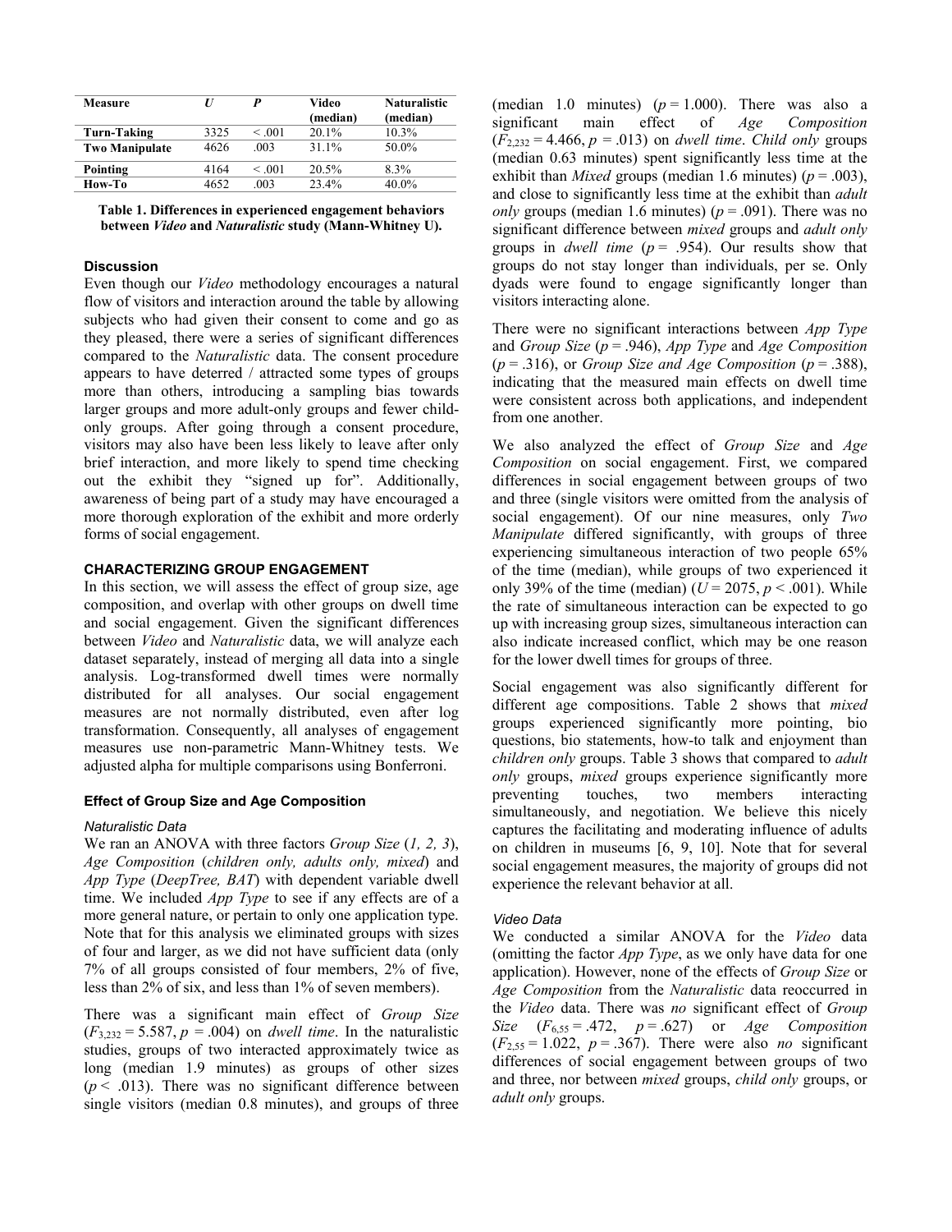| Measure | U | P | Video (median) | Naturalistic (median) |
|---|---|---|---|---|
| **Turn-Taking** | 3325 | < .001 | 20.1% | 10.3% |
| **Two Manipulate** | 4626 | .003 | 31.1% | 50.0% |
| **Pointing** | 4164 | < .001 | 20.5% | 8.3% |
| **How-To** | 4652 | .003 | 23.4% | 40.0% |

**Table 1. Differences in experienced engagement behaviors between *Video* and *Naturalistic* study (Mann-Whitney U).**

### Discussion

Even though our *Video* methodology encourages a natural flow of visitors and interaction around the table by allowing subjects who had given their consent to come and go as they pleased, there were a series of significant differences compared to the *Naturalistic* data. The consent procedure appears to have deterred / attracted some types of groups more than others, introducing a sampling bias towards larger groups and more adult-only groups and fewer child-only groups. After going through a consent procedure, visitors may also have been less likely to leave after only brief interaction, and more likely to spend time checking out the exhibit they "signed up for". Additionally, awareness of being part of a study may have encouraged a more thorough exploration of the exhibit and more orderly forms of social engagement.

## CHARACTERIZING GROUP ENGAGEMENT

In this section, we will assess the effect of group size, age composition, and overlap with other groups on dwell time and social engagement. Given the significant differences between *Video* and *Naturalistic* data, we will analyze each dataset separately, instead of merging all data into a single analysis. Log-transformed dwell times were normally distributed for all analyses. Our social engagement measures are not normally distributed, even after log transformation. Consequently, all analyses of engagement measures use non-parametric Mann-Whitney tests. We adjusted alpha for multiple comparisons using Bonferroni.

### Effect of Group Size and Age Composition

#### Naturalistic Data

We ran an ANOVA with three factors *Group Size* (*1, 2, 3*), *Age Composition* (*children only, adults only, mixed*) and *App Type* (*DeepTree, BAT*) with dependent variable dwell time. We included *App Type* to see if any effects are of a more general nature, or pertain to only one application type. Note that for this analysis we eliminated groups with sizes of four and larger, as we did not have sufficient data (only 7% of all groups consisted of four members, 2% of five, less than 2% of six, and less than 1% of seven members).

There was a significant main effect of *Group Size* ($F_{3,232} = 5.587$, $p = .004$) on *dwell time*. In the naturalistic studies, groups of two interacted approximately twice as long (median 1.9 minutes) as groups of other sizes ($p < .013$). There was no significant difference between single visitors (median 0.8 minutes), and groups of three (median 1.0 minutes) ($p = 1.000$). There was also a significant main effect of *Age Composition* ($F_{2,232} = 4.466$, $p = .013$) on *dwell time*. *Child only* groups (median 0.63 minutes) spent significantly less time at the exhibit than *Mixed* groups (median 1.6 minutes) ($p = .003$), and close to significantly less time at the exhibit than *adult only* groups (median 1.6 minutes) ($p = .091$). There was no significant difference between *mixed* groups and *adult only* groups in *dwell time* ($p = .954$). Our results show that groups do not stay longer than individuals, per se. Only dyads were found to engage significantly longer than visitors interacting alone.

There were no significant interactions between *App Type* and *Group Size* ($p = .946$), *App Type* and *Age Composition* ($p = .316$), or *Group Size and Age Composition* ($p = .388$), indicating that the measured main effects on dwell time were consistent across both applications, and independent from one another.

We also analyzed the effect of *Group Size* and *Age Composition* on social engagement. First, we compared differences in social engagement between groups of two and three (single visitors were omitted from the analysis of social engagement). Of our nine measures, only *Two Manipulate* differed significantly, with groups of three experiencing simultaneous interaction of two people 65% of the time (median), while groups of two experienced it only 39% of the time (median) ($U = 2075$, $p < .001$). While the rate of simultaneous interaction can be expected to go up with increasing group sizes, simultaneous interaction can also indicate increased conflict, which may be one reason for the lower dwell times for groups of three.

Social engagement was also significantly different for different age compositions. Table 2 shows that *mixed* groups experienced significantly more pointing, bio questions, bio statements, how-to talk and enjoyment than *children only* groups. Table 3 shows that compared to *adult only* groups, *mixed* groups experience significantly more preventing touches, two members interacting simultaneously, and negotiation. We believe this nicely captures the facilitating and moderating influence of adults on children in museums [6, 9, 10]. Note that for several social engagement measures, the majority of groups did not experience the relevant behavior at all.

#### Video Data

We conducted a similar ANOVA for the *Video* data (omitting the factor *App Type*, as we only have data for one application). However, none of the effects of *Group Size* or *Age Composition* from the *Naturalistic* data reoccurred in the *Video* data. There was *no* significant effect of *Group Size* ($F_{6,55} = .472$, $p = .627$) or *Age Composition* ($F_{2,55} = 1.022$, $p = .367$). There were also *no* significant differences of social engagement between groups of two and three, nor between *mixed* groups, *child only* groups, or *adult only* groups.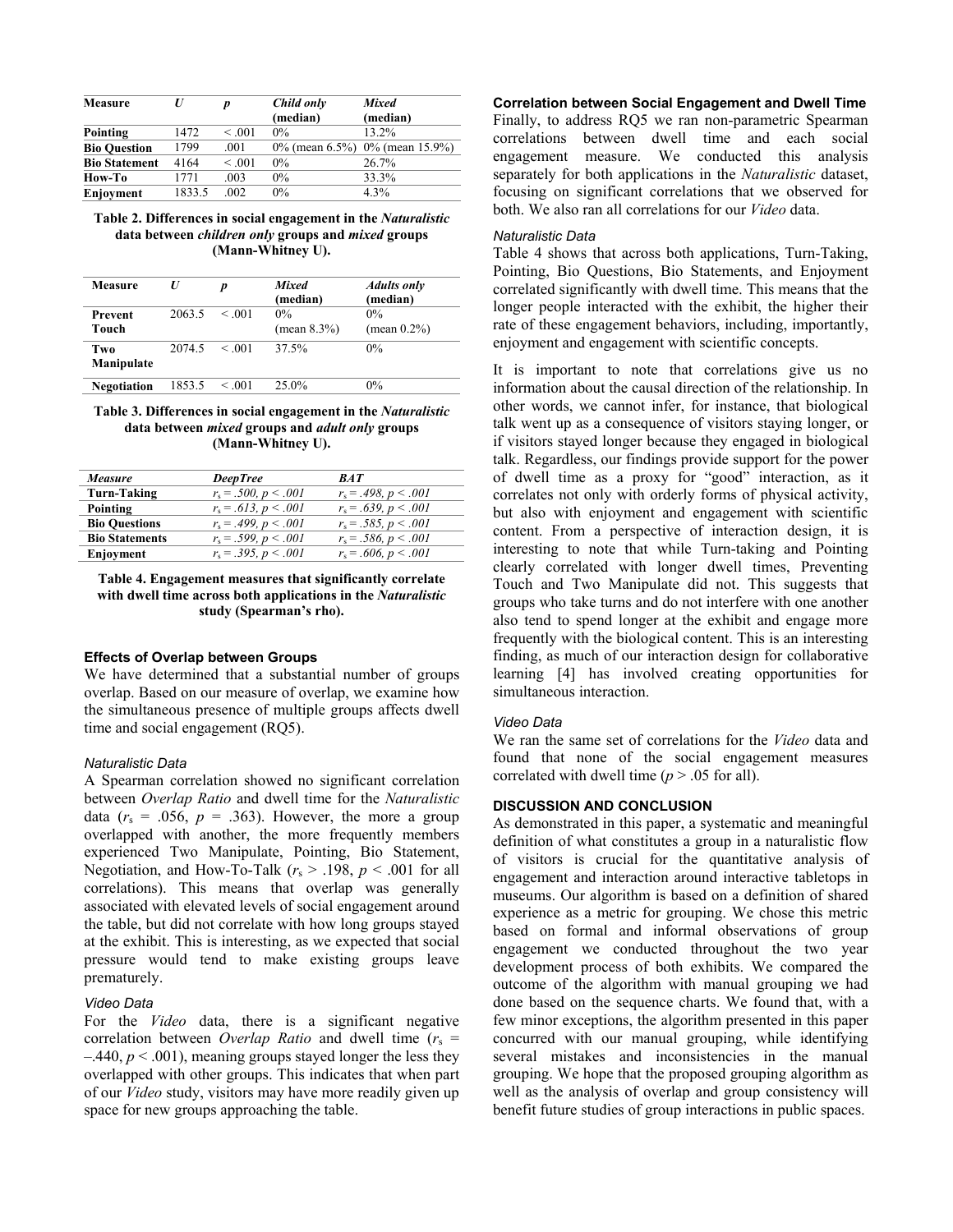| Measure | *U* | *p* | *Child only* (median) | *Mixed* (median) |
|---|---|---|---|---|
| **Pointing** | 1472 | < .001 | 0% | 13.2% |
| **Bio Question** | 1799 | .001 | 0% (mean 6.5%) | 0% (mean 15.9%) |
| **Bio Statement** | 4164 | < .001 | 0% | 26.7% |
| **How-To** | 1771 | .003 | 0% | 33.3% |
| **Enjoyment** | 1833.5 | .002 | 0% | 4.3% |

**Table 2. Differences in social engagement in the *Naturalistic* data between *children only* groups and *mixed* groups (Mann-Whitney U).**

| Measure | *U* | *p* | *Mixed* (median) | *Adults only* (median) |
|---|---|---|---|---|
| **Prevent Touch** | 2063.5 | < .001 | 0% (mean 8.3%) | 0% (mean 0.2%) |
| **Two Manipulate** | 2074.5 | < .001 | 37.5% | 0% |
| **Negotiation** | 1853.5 | < .001 | 25.0% | 0% |

**Table 3. Differences in social engagement in the *Naturalistic* data between *mixed* groups and *adult only* groups (Mann-Whitney U).**

| *Measure* | *DeepTree* | *BAT* |
|---|---|---|
| **Turn-Taking** | $r_s = .500, p < .001$ | $r_s = .498, p < .001$ |
| **Pointing** | $r_s = .613, p < .001$ | $r_s = .639, p < .001$ |
| **Bio Questions** | $r_s = .499, p < .001$ | $r_s = .585, p < .001$ |
| **Bio Statements** | $r_s = .599, p < .001$ | $r_s = .586, p < .001$ |
| **Enjoyment** | $r_s = .395, p < .001$ | $r_s = .606, p < .001$ |

**Table 4. Engagement measures that significantly correlate with dwell time across both applications in the *Naturalistic* study (Spearman's rho).**

### Effects of Overlap between Groups

We have determined that a substantial number of groups overlap. Based on our measure of overlap, we examine how the simultaneous presence of multiple groups affects dwell time and social engagement (RQ5).

#### *Naturalistic Data*

A Spearman correlation showed no significant correlation between *Overlap Ratio* and dwell time for the *Naturalistic* data ($r_s$ = .056, $p$ = .363). However, the more a group overlapped with another, the more frequently members experienced Two Manipulate, Pointing, Bio Statement, Negotiation, and How-To-Talk ($r_s$ > .198, $p$ < .001 for all correlations). This means that overlap was generally associated with elevated levels of social engagement around the table, but did not correlate with how long groups stayed at the exhibit. This is interesting, as we expected that social pressure would tend to make existing groups leave prematurely.

#### *Video Data*

For the *Video* data, there is a significant negative correlation between *Overlap Ratio* and dwell time ($r_s$ = –.440, $p$ < .001), meaning groups stayed longer the less they overlapped with other groups. This indicates that when part of our *Video* study, visitors may have more readily given up space for new groups approaching the table.

### Correlation between Social Engagement and Dwell Time

Finally, to address RQ5 we ran non-parametric Spearman correlations between dwell time and each social engagement measure. We conducted this analysis separately for both applications in the *Naturalistic* dataset, focusing on significant correlations that we observed for both. We also ran all correlations for our *Video* data.

#### *Naturalistic Data*

Table 4 shows that across both applications, Turn-Taking, Pointing, Bio Questions, Bio Statements, and Enjoyment correlated significantly with dwell time. This means that the longer people interacted with the exhibit, the higher their rate of these engagement behaviors, including, importantly, enjoyment and engagement with scientific concepts.

It is important to note that correlations give us no information about the causal direction of the relationship. In other words, we cannot infer, for instance, that biological talk went up as a consequence of visitors staying longer, or if visitors stayed longer because they engaged in biological talk. Regardless, our findings provide support for the power of dwell time as a proxy for "good" interaction, as it correlates not only with orderly forms of physical activity, but also with enjoyment and engagement with scientific content. From a perspective of interaction design, it is interesting to note that while Turn-taking and Pointing clearly correlated with longer dwell times, Preventing Touch and Two Manipulate did not. This suggests that groups who take turns and do not interfere with one another also tend to spend longer at the exhibit and engage more frequently with the biological content. This is an interesting finding, as much of our interaction design for collaborative learning [4] has involved creating opportunities for simultaneous interaction.

#### *Video Data*

We ran the same set of correlations for the *Video* data and found that none of the social engagement measures correlated with dwell time ($p$ > .05 for all).

## DISCUSSION AND CONCLUSION

As demonstrated in this paper, a systematic and meaningful definition of what constitutes a group in a naturalistic flow of visitors is crucial for the quantitative analysis of engagement and interaction around interactive tabletops in museums. Our algorithm is based on a definition of shared experience as a metric for grouping. We chose this metric based on formal and informal observations of group engagement we conducted throughout the two year development process of both exhibits. We compared the outcome of the algorithm with manual grouping we had done based on the sequence charts. We found that, with a few minor exceptions, the algorithm presented in this paper concurred with our manual grouping, while identifying several mistakes and inconsistencies in the manual grouping. We hope that the proposed grouping algorithm as well as the analysis of overlap and group consistency will benefit future studies of group interactions in public spaces.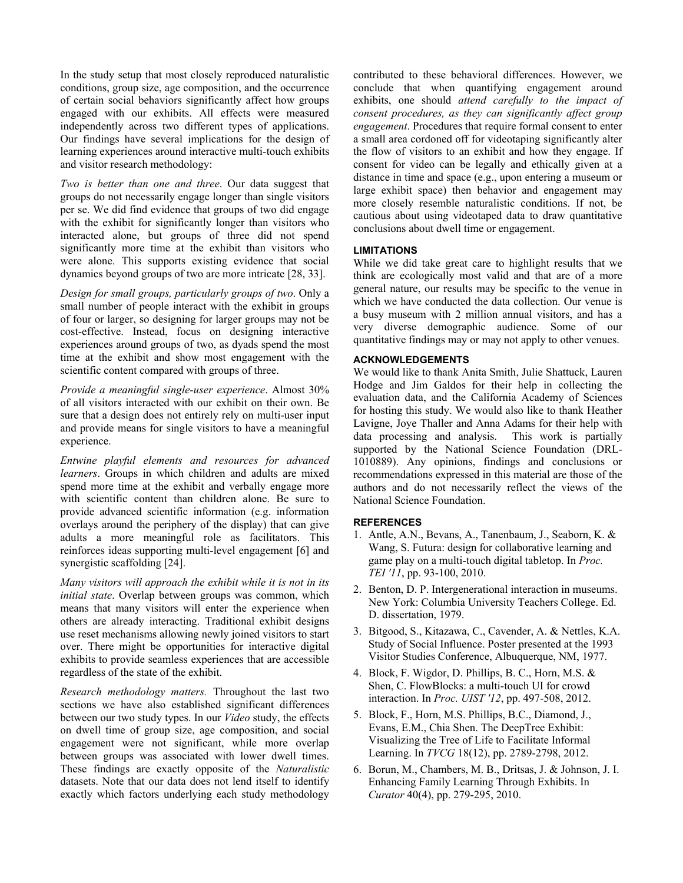In the study setup that most closely reproduced naturalistic conditions, group size, age composition, and the occurrence of certain social behaviors significantly affect how groups engaged with our exhibits. All effects were measured independently across two different types of applications. Our findings have several implications for the design of learning experiences around interactive multi-touch exhibits and visitor research methodology:

*Two is better than one and three*. Our data suggest that groups do not necessarily engage longer than single visitors per se. We did find evidence that groups of two did engage with the exhibit for significantly longer than visitors who interacted alone, but groups of three did not spend significantly more time at the exhibit than visitors who were alone. This supports existing evidence that social dynamics beyond groups of two are more intricate [28, 33].

*Design for small groups, particularly groups of two*. Only a small number of people interact with the exhibit in groups of four or larger, so designing for larger groups may not be cost-effective. Instead, focus on designing interactive experiences around groups of two, as dyads spend the most time at the exhibit and show most engagement with the scientific content compared with groups of three.

*Provide a meaningful single-user experience*. Almost 30% of all visitors interacted with our exhibit on their own. Be sure that a design does not entirely rely on multi-user input and provide means for single visitors to have a meaningful experience.

*Entwine playful elements and resources for advanced learners*. Groups in which children and adults are mixed spend more time at the exhibit and verbally engage more with scientific content than children alone. Be sure to provide advanced scientific information (e.g. information overlays around the periphery of the display) that can give adults a more meaningful role as facilitators. This reinforces ideas supporting multi-level engagement [6] and synergistic scaffolding [24].

*Many visitors will approach the exhibit while it is not in its initial state*. Overlap between groups was common, which means that many visitors will enter the experience when others are already interacting. Traditional exhibit designs use reset mechanisms allowing newly joined visitors to start over. There might be opportunities for interactive digital exhibits to provide seamless experiences that are accessible regardless of the state of the exhibit.

*Research methodology matters.* Throughout the last two sections we have also established significant differences between our two study types. In our *Video* study, the effects on dwell time of group size, age composition, and social engagement were not significant, while more overlap between groups was associated with lower dwell times. These findings are exactly opposite of the *Naturalistic* datasets. Note that our data does not lend itself to identify exactly which factors underlying each study methodology contributed to these behavioral differences. However, we conclude that when quantifying engagement around exhibits, one should *attend carefully to the impact of consent procedures, as they can significantly affect group engagement*. Procedures that require formal consent to enter a small area cordoned off for videotaping significantly alter the flow of visitors to an exhibit and how they engage. If consent for video can be legally and ethically given at a distance in time and space (e.g., upon entering a museum or large exhibit space) then behavior and engagement may more closely resemble naturalistic conditions. If not, be cautious about using videotaped data to draw quantitative conclusions about dwell time or engagement.

## LIMITATIONS

While we did take great care to highlight results that we think are ecologically most valid and that are of a more general nature, our results may be specific to the venue in which we have conducted the data collection. Our venue is a busy museum with 2 million annual visitors, and has a very diverse demographic audience. Some of our quantitative findings may or may not apply to other venues.

## ACKNOWLEDGEMENTS

We would like to thank Anita Smith, Julie Shattuck, Lauren Hodge and Jim Galdos for their help in collecting the evaluation data, and the California Academy of Sciences for hosting this study. We would also like to thank Heather Lavigne, Joye Thaller and Anna Adams for their help with data processing and analysis. This work is partially supported by the National Science Foundation (DRL-1010889). Any opinions, findings and conclusions or recommendations expressed in this material are those of the authors and do not necessarily reflect the views of the National Science Foundation.

## REFERENCES

1. Antle, A.N., Bevans, A., Tanenbaum, J., Seaborn, K. & Wang, S. Futura: design for collaborative learning and game play on a multi-touch digital tabletop. In *Proc. TEI '11*, pp. 93-100, 2010.
2. Benton, D. P. Intergenerational interaction in museums. New York: Columbia University Teachers College. Ed. D. dissertation, 1979.
3. Bitgood, S., Kitazawa, C., Cavender, A. & Nettles, K.A. Study of Social Influence. Poster presented at the 1993 Visitor Studies Conference, Albuquerque, NM, 1977.
4. Block, F. Wigdor, D. Phillips, B. C., Horn, M.S. & Shen, C. FlowBlocks: a multi-touch UI for crowd interaction. In *Proc. UIST '12*, pp. 497-508, 2012.
5. Block, F., Horn, M.S. Phillips, B.C., Diamond, J., Evans, E.M., Chia Shen. The DeepTree Exhibit: Visualizing the Tree of Life to Facilitate Informal Learning. In *TVCG* 18(12), pp. 2789-2798, 2012.
6. Borun, M., Chambers, M. B., Dritsas, J. & Johnson, J. I. Enhancing Family Learning Through Exhibits. In *Curator* 40(4), pp. 279-295, 2010.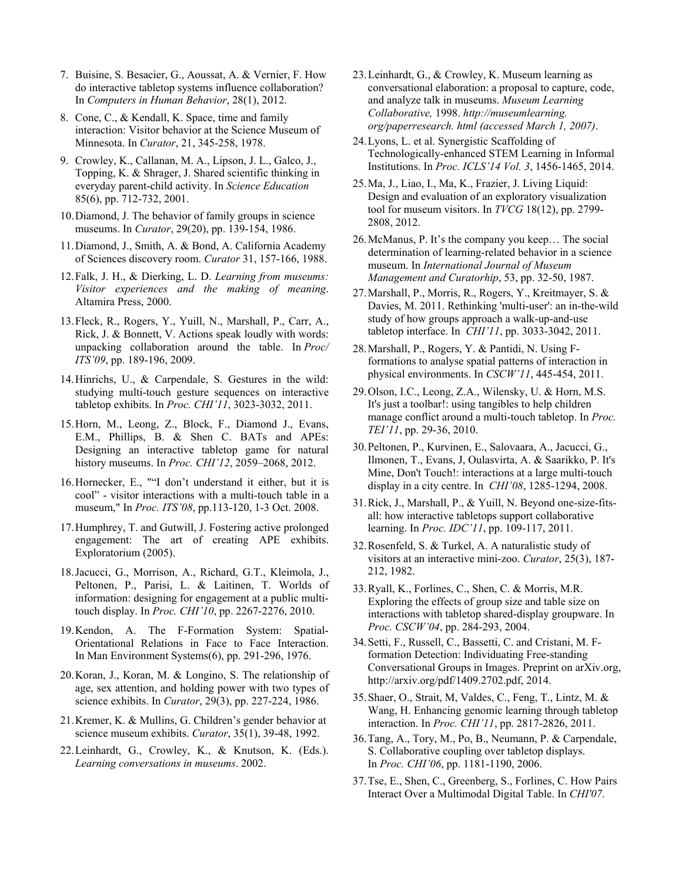7. Buisine, S. Besacier, G., Aoussat, A. & Vernier, F. How do interactive tabletop systems influence collaboration? In *Computers in Human Behavior*, 28(1), 2012.
8. Cone, C., & Kendall, K. Space, time and family interaction: Visitor behavior at the Science Museum of Minnesota. In *Curator*, 21, 345-258, 1978.
9. Crowley, K., Callanan, M. A., Lipson, J. L., Galco, J., Topping, K. & Shrager, J. Shared scientific thinking in everyday parent-child activity. In *Science Education* 85(6), pp. 712-732, 2001.
10. Diamond, J. The behavior of family groups in science museums. In *Curator*, 29(20), pp. 139-154, 1986.
11. Diamond, J., Smith, A. & Bond, A. California Academy of Sciences discovery room. *Curator* 31, 157-166, 1988.
12. Falk, J. H., & Dierking, L. D. *Learning from museums: Visitor experiences and the making of meaning*. Altamira Press, 2000.
13. Fleck, R., Rogers, Y., Yuill, N., Marshall, P., Carr, A., Rick, J. & Bonnett, V. Actions speak loudly with words: unpacking collaboration around the table. In *Proc/ ITS'09*, pp. 189-196, 2009.
14. Hinrichs, U., & Carpendale, S. Gestures in the wild: studying multi-touch gesture sequences on interactive tabletop exhibits. In *Proc. CHI'11*, 3023-3032, 2011.
15. Horn, M., Leong, Z., Block, F., Diamond J., Evans, E.M., Phillips, B. & Shen C. BATs and APEs: Designing an interactive tabletop game for natural history museums. In *Proc. CHI'12*, 2059–2068, 2012.
16. Hornecker, E., "“I don't understand it either, but it is cool” - visitor interactions with a multi-touch table in a museum," In *Proc. ITS'08*, pp.113-120, 1-3 Oct. 2008.
17. Humphrey, T. and Gutwill, J. Fostering active prolonged engagement: The art of creating APE exhibits. Exploratorium (2005).
18. Jacucci, G., Morrison, A., Richard, G.T., Kleimola, J., Peltonen, P., Parisi, L. & Laitinen, T. Worlds of information: designing for engagement at a public multi-touch display. In *Proc. CHI'10*, pp. 2267-2276, 2010.
19. Kendon, A. The F-Formation System: Spatial-Orientational Relations in Face to Face Interaction. In Man Environment Systems(6), pp. 291-296, 1976.
20. Koran, J., Koran, M. & Longino, S. The relationship of age, sex attention, and holding power with two types of science exhibits. In *Curator*, 29(3), pp. 227-224, 1986.
21. Kremer, K. & Mullins, G. Children's gender behavior at science museum exhibits. *Curator*, 35(1), 39-48, 1992.
22. Leinhardt, G., Crowley, K., & Knutson, K. (Eds.). *Learning conversations in museums*. 2002.
23. Leinhardt, G., & Crowley, K. Museum learning as conversational elaboration: a proposal to capture, code, and analyze talk in museums. *Museum Learning Collaborative,* 1998. *http://museumlearning. org/paperresearch. html (accessed March 1, 2007)*.
24. Lyons, L. et al. Synergistic Scaffolding of Technologically-enhanced STEM Learning in Informal Institutions. In *Proc. ICLS'14 Vol. 3*, 1456-1465, 2014.
25. Ma, J., Liao, I., Ma, K., Frazier, J. Living Liquid: Design and evaluation of an exploratory visualization tool for museum visitors. In *TVCG* 18(12), pp. 2799-2808, 2012.
26. McManus, P. It's the company you keep… The social determination of learning-related behavior in a science museum. In *International Journal of Museum Management and Curatorhip*, 53, pp. 32-50, 1987.
27. Marshall, P., Morris, R., Rogers, Y., Kreitmayer, S. & Davies, M. 2011. Rethinking 'multi-user': an in-the-wild study of how groups approach a walk-up-and-use tabletop interface. In *CHI'11*, pp. 3033-3042, 2011.
28. Marshall, P., Rogers, Y. & Pantidi, N. Using F-formations to analyse spatial patterns of interaction in physical environments. In *CSCW'11*, 445-454, 2011.
29. Olson, I.C., Leong, Z.A., Wilensky, U. & Horn, M.S. It's just a toolbar!: using tangibles to help children manage conflict around a multi-touch tabletop. In *Proc. TEI'11*, pp. 29-36, 2010.
30. Peltonen, P., Kurvinen, E., Salovaara, A., Jacucci, G., Ilmonen, T., Evans, J, Oulasvirta, A. & Saarikko, P. It's Mine, Don't Touch!: interactions at a large multi-touch display in a city centre. In *CHI'08*, 1285-1294, 2008.
31. Rick, J., Marshall, P., & Yuill, N. Beyond one-size-fits-all: how interactive tabletops support collaborative learning. In *Proc. IDC'11*, pp. 109-117, 2011.
32. Rosenfeld, S. & Turkel, A. A naturalistic study of visitors at an interactive mini-zoo. *Curator*, 25(3), 187-212, 1982.
33. Ryall, K., Forlines, C., Shen, C. & Morris, M.R. Exploring the effects of group size and table size on interactions with tabletop shared-display groupware. In *Proc. CSCW'04*, pp. 284-293, 2004.
34. Setti, F., Russell, C., Bassetti, C. and Cristani, M. F-formation Detection: Individuating Free-standing Conversational Groups in Images. Preprint on arXiv.org, http://arxiv.org/pdf/1409.2702.pdf, 2014.
35. Shaer, O., Strait, M, Valdes, C., Feng, T., Lintz, M. & Wang, H. Enhancing genomic learning through tabletop interaction. In *Proc. CHI'11*, pp. 2817-2826, 2011.
36. Tang, A., Tory, M., Po, B., Neumann, P. & Carpendale, S. Collaborative coupling over tabletop displays. In *Proc. CHI'06*, pp. 1181-1190, 2006.
37. Tse, E., Shen, C., Greenberg, S., Forlines, C. How Pairs Interact Over a Multimodal Digital Table. In *CHI'07*.